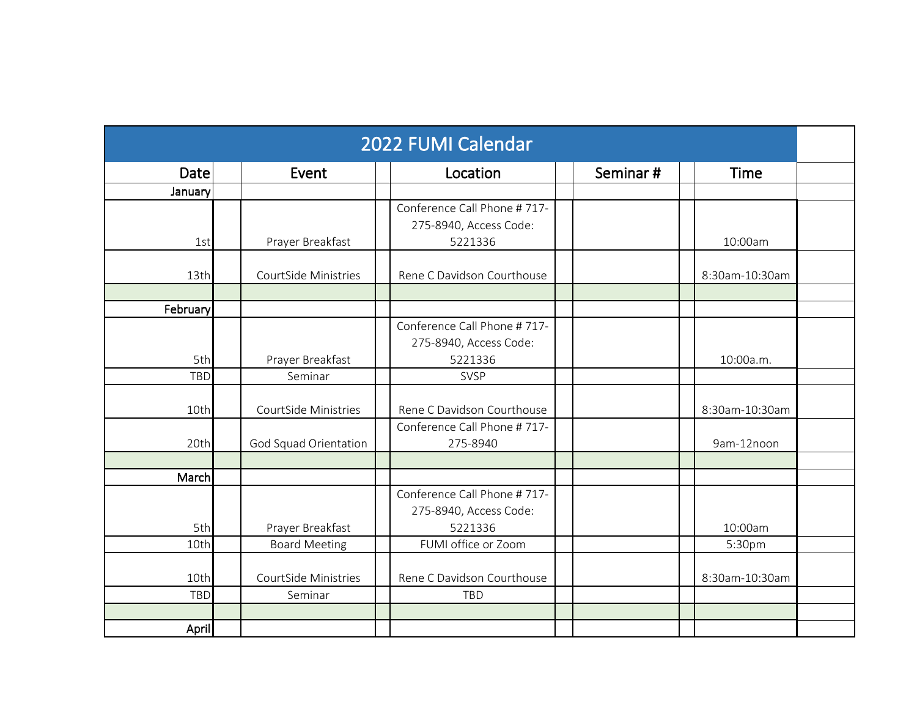# 2022 FUMI Calendar

| Date | Event | Location | Seminar # | Time |
|---|---|---|---|---|
| January | | | | |
| 1st | Prayer Breakfast | Conference Call Phone # 717-275-8940, Access Code: 5221336 | | 10:00am |
| 13th | CourtSide Ministries | Rene C Davidson Courthouse | | 8:30am-10:30am |
| | | | | |
| February | | | | |
| 5th | Prayer Breakfast | Conference Call Phone # 717-275-8940, Access Code: 5221336 | | 10:00a.m. |
| TBD | Seminar | SVSP | | |
| 10th | CourtSide Ministries | Rene C Davidson Courthouse | | 8:30am-10:30am |
| 20th | God Squad Orientation | Conference Call Phone # 717-275-8940 | | 9am-12noon |
| | | | | |
| March | | | | |
| 5th | Prayer Breakfast | Conference Call Phone # 717-275-8940, Access Code: 5221336 | | 10:00am |
| 10th | Board Meeting | FUMI office or Zoom | | 5:30pm |
| 10th | CourtSide Ministries | Rene C Davidson Courthouse | | 8:30am-10:30am |
| TBD | Seminar | TBD | | |
| | | | | |
| April | | | | |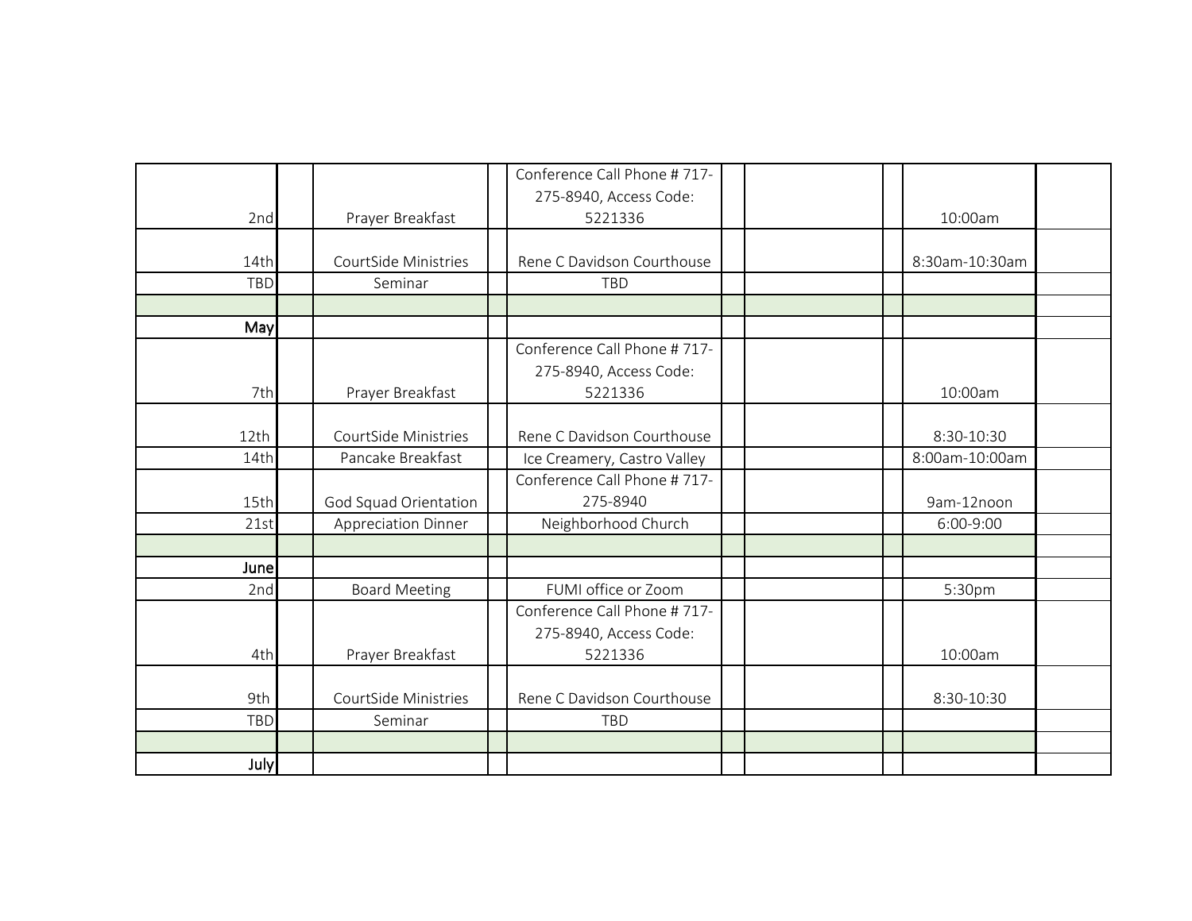| | | | | | | | | | |
|---|---|---|---|---|---|---|---|---|---|
| 2nd | | Prayer Breakfast | | Conference Call Phone # 717-275-8940, Access Code: 5221336 | | | | 10:00am | |
| 14th | | CourtSide Ministries | | Rene C Davidson Courthouse | | | | 8:30am-10:30am | |
| TBD | | Seminar | | TBD | | | | | |
| | | | | | | | | | |
| **May** | | | | | | | | | |
| 7th | | Prayer Breakfast | | Conference Call Phone # 717-275-8940, Access Code: 5221336 | | | | 10:00am | |
| 12th | | CourtSide Ministries | | Rene C Davidson Courthouse | | | | 8:30-10:30 | |
| 14th | | Pancake Breakfast | | Ice Creamery, Castro Valley | | | | 8:00am-10:00am | |
| 15th | | God Squad Orientation | | Conference Call Phone # 717-275-8940 | | | | 9am-12noon | |
| 21st | | Appreciation Dinner | | Neighborhood Church | | | | 6:00-9:00 | |
| | | | | | | | | | |
| **June** | | | | | | | | | |
| 2nd | | Board Meeting | | FUMI office or Zoom | | | | 5:30pm | |
| 4th | | Prayer Breakfast | | Conference Call Phone # 717-275-8940, Access Code: 5221336 | | | | 10:00am | |
| 9th | | CourtSide Ministries | | Rene C Davidson Courthouse | | | | 8:30-10:30 | |
| TBD | | Seminar | | TBD | | | | | |
| | | | | | | | | | |
| **July** | | | | | | | | | |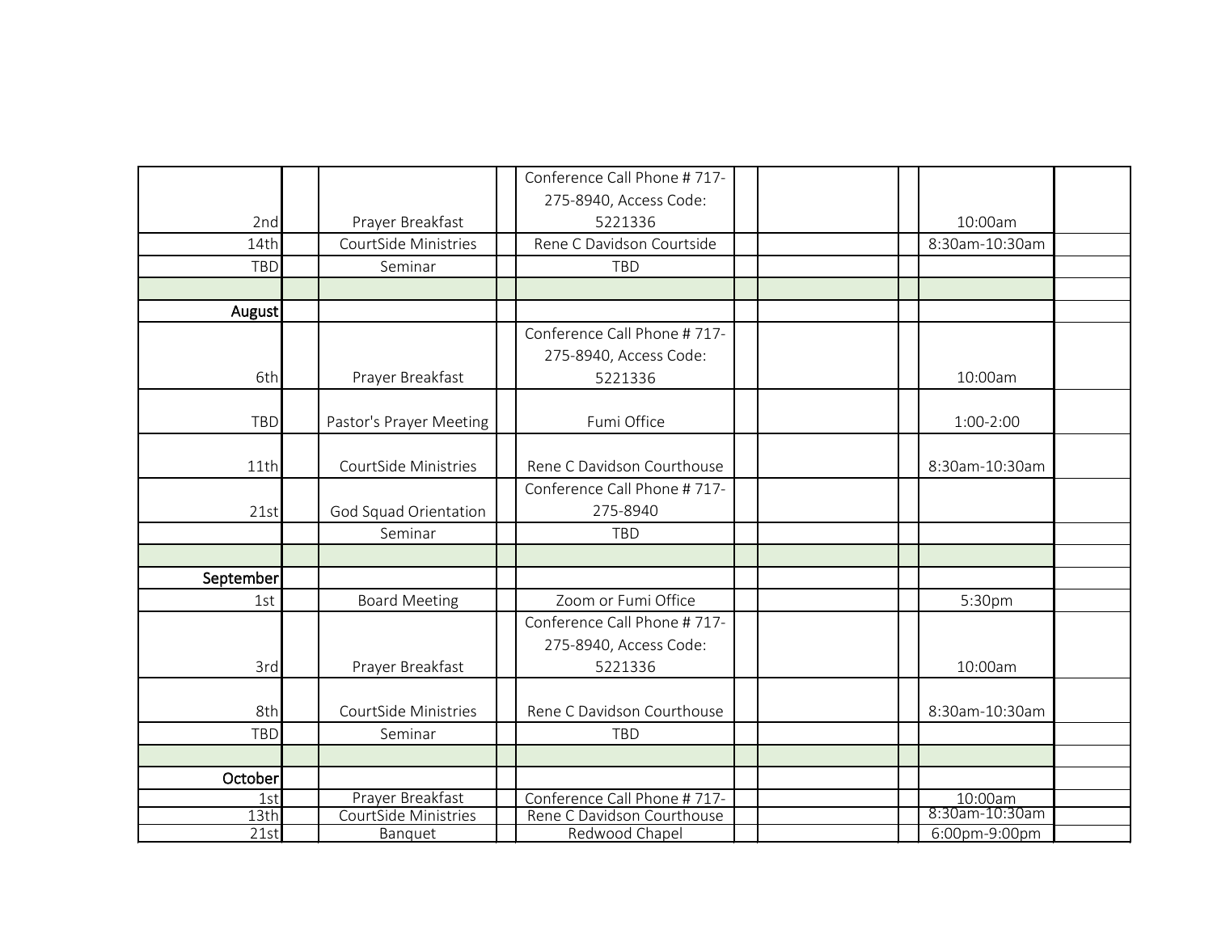| | | | | | | | | | |
|---|---|---|---|---|---|---|---|---|---|
| 2nd | | Prayer Breakfast | | Conference Call Phone # 717-275-8940, Access Code: 5221336 | | | | 10:00am | |
| 14th | | CourtSide Ministries | | Rene C Davidson Courtside | | | | 8:30am-10:30am | |
| TBD | | Seminar | | TBD | | | | | |
| | | | | | | | | | |
| August | | | | | | | | | |
| 6th | | Prayer Breakfast | | Conference Call Phone # 717-275-8940, Access Code: 5221336 | | | | 10:00am | |
| TBD | | Pastor's Prayer Meeting | | Fumi Office | | | | 1:00-2:00 | |
| 11th | | CourtSide Ministries | | Rene C Davidson Courthouse | | | | 8:30am-10:30am | |
| 21st | | God Squad Orientation | | Conference Call Phone # 717-275-8940 | | | | | |
| | | Seminar | | TBD | | | | | |
| | | | | | | | | | |
| September | | | | | | | | | |
| 1st | | Board Meeting | | Zoom or Fumi Office | | | | 5:30pm | |
| 3rd | | Prayer Breakfast | | Conference Call Phone # 717-275-8940, Access Code: 5221336 | | | | 10:00am | |
| 8th | | CourtSide Ministries | | Rene C Davidson Courthouse | | | | 8:30am-10:30am | |
| TBD | | Seminar | | TBD | | | | | |
| | | | | | | | | | |
| October | | | | | | | | | |
| 1st | | Prayer Breakfast | | Conference Call Phone # 717- | | | | 10:00am | |
| 13th | | CourtSide Ministries | | Rene C Davidson Courthouse | | | | 8:30am-10:30am | |
| 21st | | Banquet | | Redwood Chapel | | | | 6:00pm-9:00pm | |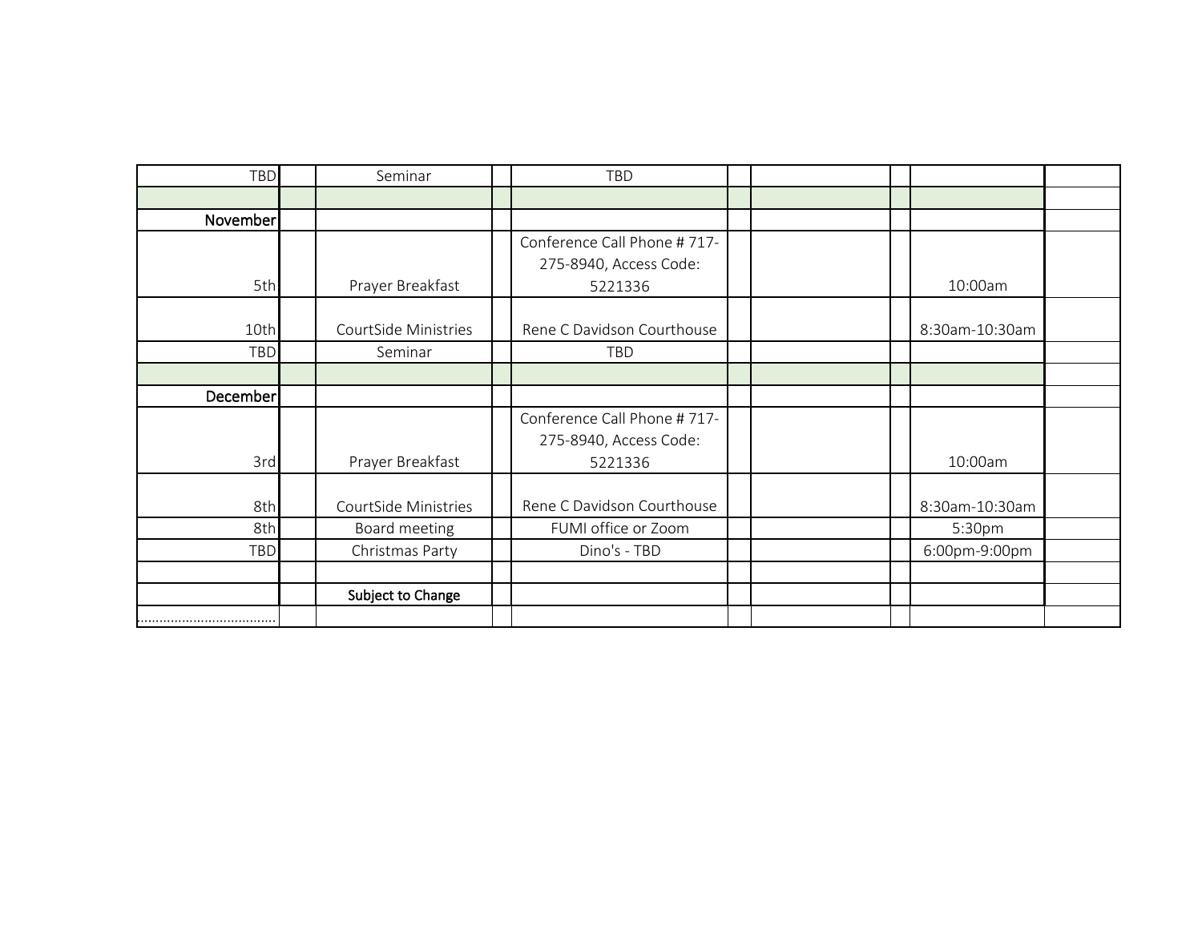| | | | | | | | | |
|---|---|---|---|---|---|---|---|---|
| TBD | | Seminar | | TBD | | | | |
| | | | | | | | | |
| November | | | | | | | | |
| 5th | | Prayer Breakfast | | Conference Call Phone # 717-275-8940, Access Code: 5221336 | | | 10:00am | |
| 10th | | CourtSide Ministries | | Rene C Davidson Courthouse | | | 8:30am-10:30am | |
| TBD | | Seminar | | TBD | | | | |
| | | | | | | | | |
| December | | | | | | | | |
| 3rd | | Prayer Breakfast | | Conference Call Phone # 717-275-8940, Access Code: 5221336 | | | 10:00am | |
| 8th | | CourtSide Ministries | | Rene C Davidson Courthouse | | | 8:30am-10:30am | |
| 8th | | Board meeting | | FUMI office or Zoom | | | 5:30pm | |
| TBD | | Christmas Party | | Dino's - TBD | | | 6:00pm-9:00pm | |
| | | | | | | | | |
| | | **Subject to Change** | | | | | | |
| ..................................... | | | | | | | | |